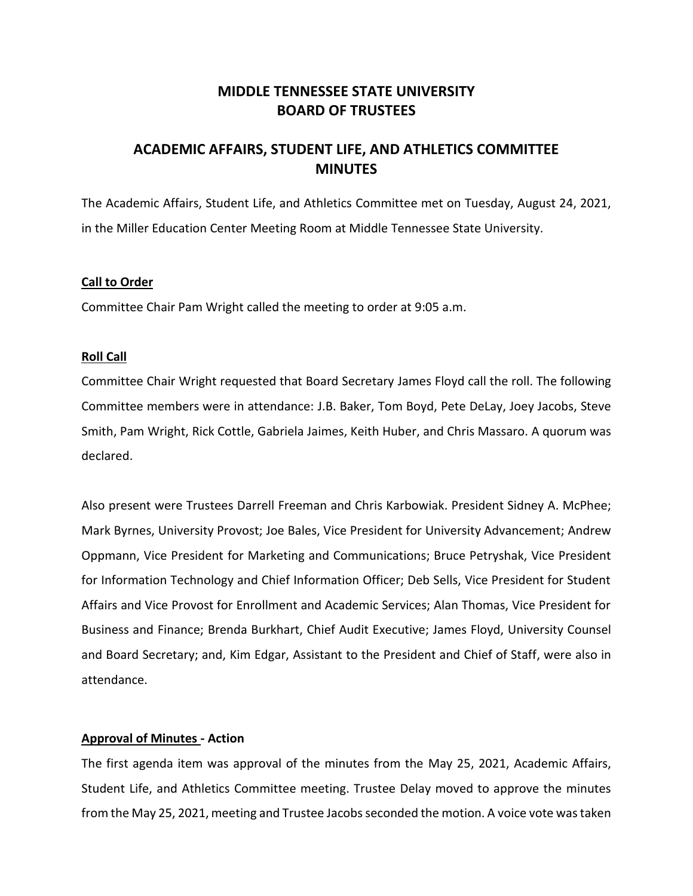# MIDDLE TENNESSEE STATE UNIVERSITY
# BOARD OF TRUSTEES

## ACADEMIC AFFAIRS, STUDENT LIFE, AND ATHLETICS COMMITTEE MINUTES

The Academic Affairs, Student Life, and Athletics Committee met on Tuesday, August 24, 2021, in the Miller Education Center Meeting Room at Middle Tennessee State University.

### Call to Order

Committee Chair Pam Wright called the meeting to order at 9:05 a.m.

### Roll Call

Committee Chair Wright requested that Board Secretary James Floyd call the roll. The following Committee members were in attendance: J.B. Baker, Tom Boyd, Pete DeLay, Joey Jacobs, Steve Smith, Pam Wright, Rick Cottle, Gabriela Jaimes, Keith Huber, and Chris Massaro. A quorum was declared.

Also present were Trustees Darrell Freeman and Chris Karbowiak. President Sidney A. McPhee; Mark Byrnes, University Provost; Joe Bales, Vice President for University Advancement; Andrew Oppmann, Vice President for Marketing and Communications; Bruce Petryshak, Vice President for Information Technology and Chief Information Officer; Deb Sells, Vice President for Student Affairs and Vice Provost for Enrollment and Academic Services; Alan Thomas, Vice President for Business and Finance; Brenda Burkhart, Chief Audit Executive; James Floyd, University Counsel and Board Secretary; and, Kim Edgar, Assistant to the President and Chief of Staff, were also in attendance.

### Approval of Minutes - Action

The first agenda item was approval of the minutes from the May 25, 2021, Academic Affairs, Student Life, and Athletics Committee meeting. Trustee Delay moved to approve the minutes from the May 25, 2021, meeting and Trustee Jacobs seconded the motion. A voice vote was taken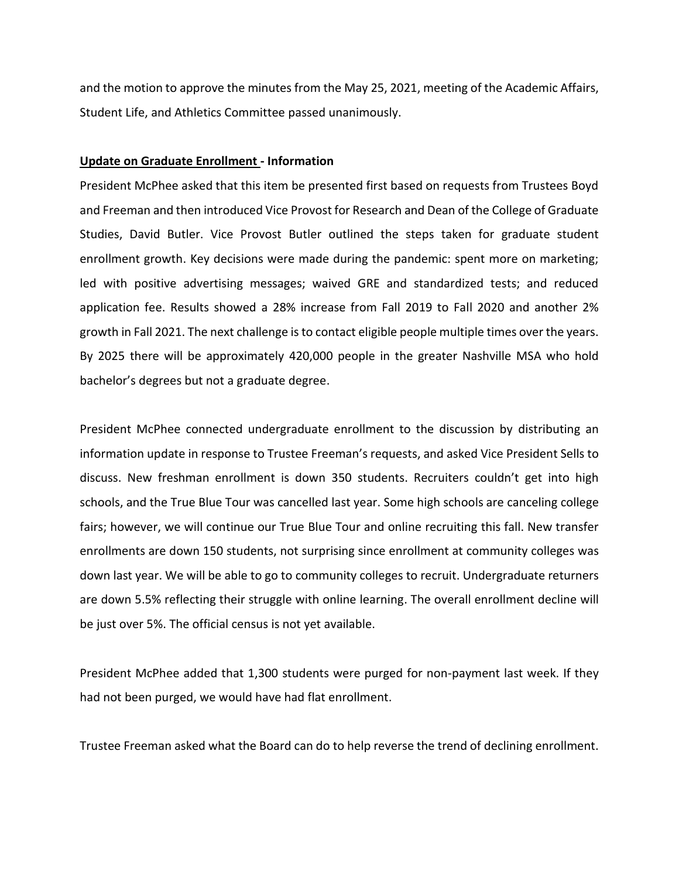and the motion to approve the minutes from the May 25, 2021, meeting of the Academic Affairs, Student Life, and Athletics Committee passed unanimously.

**Update on Graduate Enrollment - Information**

President McPhee asked that this item be presented first based on requests from Trustees Boyd and Freeman and then introduced Vice Provost for Research and Dean of the College of Graduate Studies, David Butler. Vice Provost Butler outlined the steps taken for graduate student enrollment growth. Key decisions were made during the pandemic: spent more on marketing; led with positive advertising messages; waived GRE and standardized tests; and reduced application fee. Results showed a 28% increase from Fall 2019 to Fall 2020 and another 2% growth in Fall 2021. The next challenge is to contact eligible people multiple times over the years. By 2025 there will be approximately 420,000 people in the greater Nashville MSA who hold bachelor's degrees but not a graduate degree.

President McPhee connected undergraduate enrollment to the discussion by distributing an information update in response to Trustee Freeman's requests, and asked Vice President Sells to discuss. New freshman enrollment is down 350 students. Recruiters couldn't get into high schools, and the True Blue Tour was cancelled last year. Some high schools are canceling college fairs; however, we will continue our True Blue Tour and online recruiting this fall. New transfer enrollments are down 150 students, not surprising since enrollment at community colleges was down last year. We will be able to go to community colleges to recruit. Undergraduate returners are down 5.5% reflecting their struggle with online learning. The overall enrollment decline will be just over 5%. The official census is not yet available.

President McPhee added that 1,300 students were purged for non-payment last week. If they had not been purged, we would have had flat enrollment.

Trustee Freeman asked what the Board can do to help reverse the trend of declining enrollment.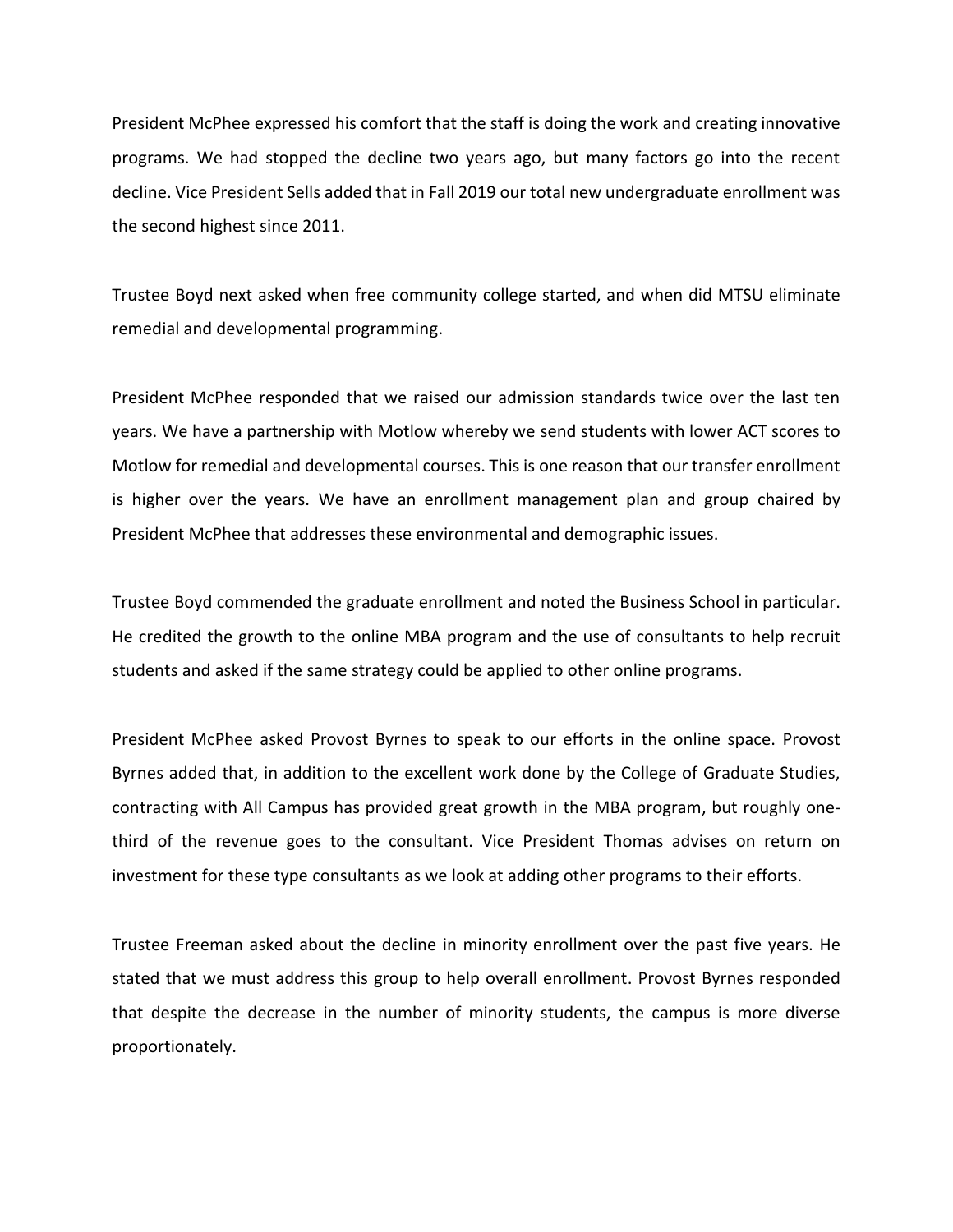President McPhee expressed his comfort that the staff is doing the work and creating innovative programs. We had stopped the decline two years ago, but many factors go into the recent decline. Vice President Sells added that in Fall 2019 our total new undergraduate enrollment was the second highest since 2011.

Trustee Boyd next asked when free community college started, and when did MTSU eliminate remedial and developmental programming.

President McPhee responded that we raised our admission standards twice over the last ten years. We have a partnership with Motlow whereby we send students with lower ACT scores to Motlow for remedial and developmental courses. This is one reason that our transfer enrollment is higher over the years. We have an enrollment management plan and group chaired by President McPhee that addresses these environmental and demographic issues.

Trustee Boyd commended the graduate enrollment and noted the Business School in particular. He credited the growth to the online MBA program and the use of consultants to help recruit students and asked if the same strategy could be applied to other online programs.

President McPhee asked Provost Byrnes to speak to our efforts in the online space. Provost Byrnes added that, in addition to the excellent work done by the College of Graduate Studies, contracting with All Campus has provided great growth in the MBA program, but roughly one-third of the revenue goes to the consultant. Vice President Thomas advises on return on investment for these type consultants as we look at adding other programs to their efforts.

Trustee Freeman asked about the decline in minority enrollment over the past five years. He stated that we must address this group to help overall enrollment. Provost Byrnes responded that despite the decrease in the number of minority students, the campus is more diverse proportionately.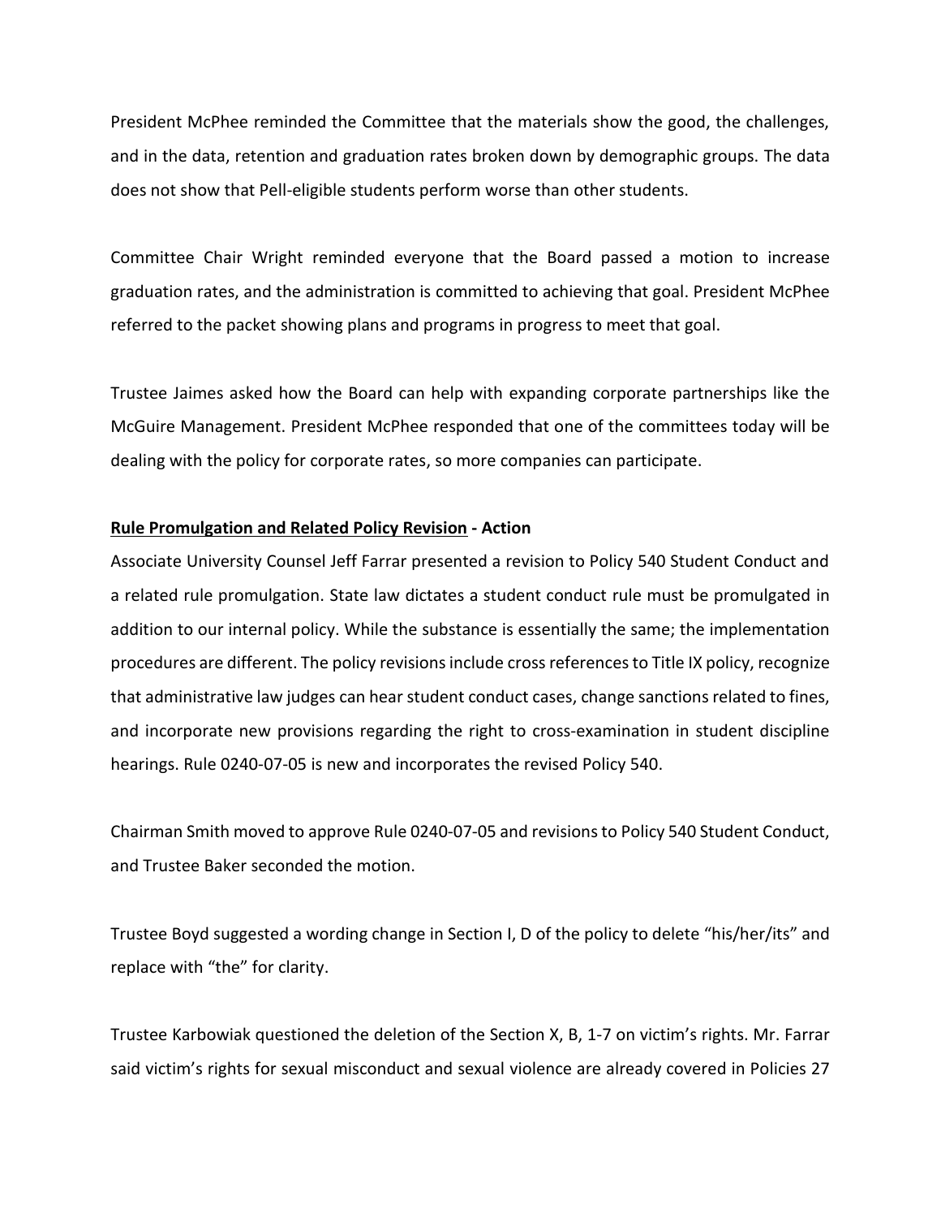President McPhee reminded the Committee that the materials show the good, the challenges, and in the data, retention and graduation rates broken down by demographic groups. The data does not show that Pell-eligible students perform worse than other students.

Committee Chair Wright reminded everyone that the Board passed a motion to increase graduation rates, and the administration is committed to achieving that goal. President McPhee referred to the packet showing plans and programs in progress to meet that goal.

Trustee Jaimes asked how the Board can help with expanding corporate partnerships like the McGuire Management. President McPhee responded that one of the committees today will be dealing with the policy for corporate rates, so more companies can participate.

**<u>Rule Promulgation and Related Policy Revision</u> - Action**

Associate University Counsel Jeff Farrar presented a revision to Policy 540 Student Conduct and a related rule promulgation. State law dictates a student conduct rule must be promulgated in addition to our internal policy. While the substance is essentially the same; the implementation procedures are different. The policy revisions include cross references to Title IX policy, recognize that administrative law judges can hear student conduct cases, change sanctions related to fines, and incorporate new provisions regarding the right to cross-examination in student discipline hearings. Rule 0240-07-05 is new and incorporates the revised Policy 540.

Chairman Smith moved to approve Rule 0240-07-05 and revisions to Policy 540 Student Conduct, and Trustee Baker seconded the motion.

Trustee Boyd suggested a wording change in Section I, D of the policy to delete "his/her/its" and replace with "the" for clarity.

Trustee Karbowiak questioned the deletion of the Section X, B, 1-7 on victim's rights. Mr. Farrar said victim's rights for sexual misconduct and sexual violence are already covered in Policies 27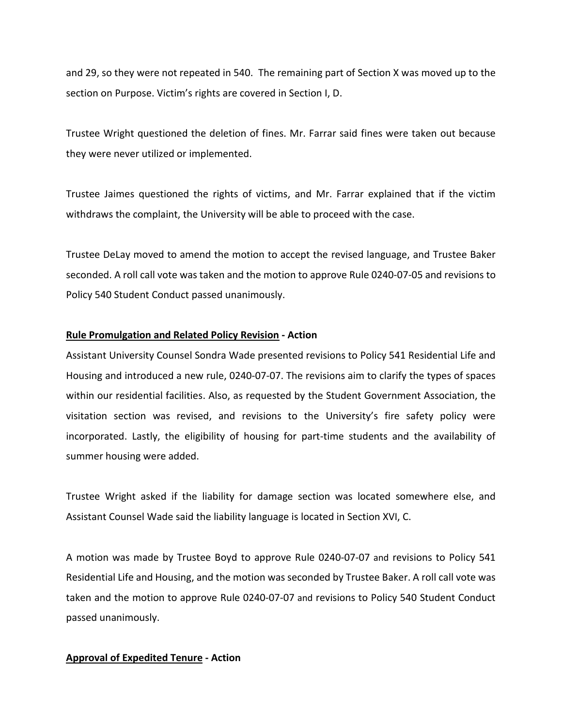and 29, so they were not repeated in 540. The remaining part of Section X was moved up to the section on Purpose. Victim's rights are covered in Section I, D.

Trustee Wright questioned the deletion of fines. Mr. Farrar said fines were taken out because they were never utilized or implemented.

Trustee Jaimes questioned the rights of victims, and Mr. Farrar explained that if the victim withdraws the complaint, the University will be able to proceed with the case.

Trustee DeLay moved to amend the motion to accept the revised language, and Trustee Baker seconded. A roll call vote was taken and the motion to approve Rule 0240-07-05 and revisions to Policy 540 Student Conduct passed unanimously.

**<u>Rule Promulgation and Related Policy Revision</u> - Action**

Assistant University Counsel Sondra Wade presented revisions to Policy 541 Residential Life and Housing and introduced a new rule, 0240-07-07. The revisions aim to clarify the types of spaces within our residential facilities. Also, as requested by the Student Government Association, the visitation section was revised, and revisions to the University's fire safety policy were incorporated. Lastly, the eligibility of housing for part-time students and the availability of summer housing were added.

Trustee Wright asked if the liability for damage section was located somewhere else, and Assistant Counsel Wade said the liability language is located in Section XVI, C.

A motion was made by Trustee Boyd to approve Rule 0240-07-07 and revisions to Policy 541 Residential Life and Housing, and the motion was seconded by Trustee Baker. A roll call vote was taken and the motion to approve Rule 0240-07-07 and revisions to Policy 540 Student Conduct passed unanimously.

**<u>Approval of Expedited Tenure</u> - Action**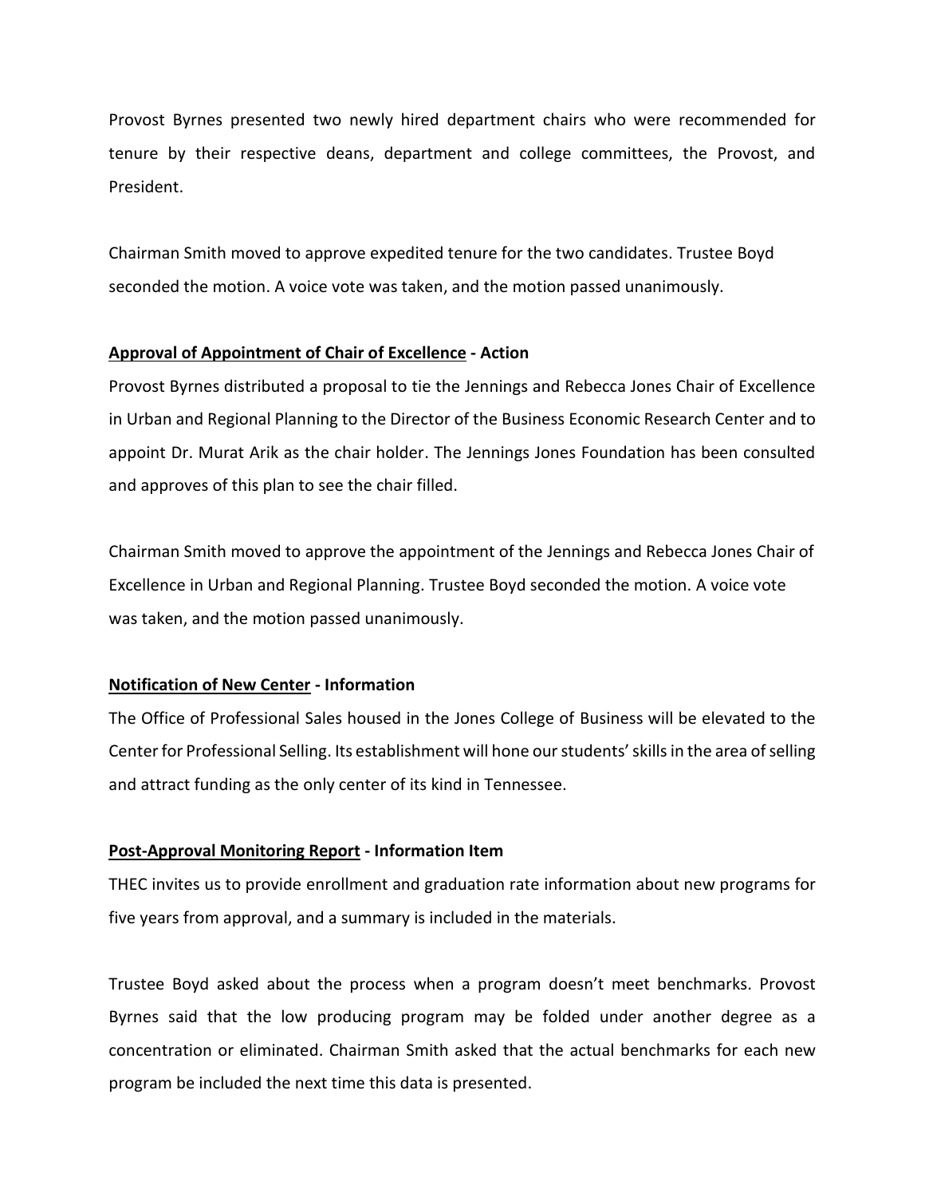Provost Byrnes presented two newly hired department chairs who were recommended for tenure by their respective deans, department and college committees, the Provost, and President.

Chairman Smith moved to approve expedited tenure for the two candidates. Trustee Boyd seconded the motion. A voice vote was taken, and the motion passed unanimously.

**<u>Approval of Appointment of Chair of Excellence</u> - Action**

Provost Byrnes distributed a proposal to tie the Jennings and Rebecca Jones Chair of Excellence in Urban and Regional Planning to the Director of the Business Economic Research Center and to appoint Dr. Murat Arik as the chair holder. The Jennings Jones Foundation has been consulted and approves of this plan to see the chair filled.

Chairman Smith moved to approve the appointment of the Jennings and Rebecca Jones Chair of Excellence in Urban and Regional Planning. Trustee Boyd seconded the motion. A voice vote was taken, and the motion passed unanimously.

**<u>Notification of New Center</u> - Information**

The Office of Professional Sales housed in the Jones College of Business will be elevated to the Center for Professional Selling. Its establishment will hone our students' skills in the area of selling and attract funding as the only center of its kind in Tennessee.

**<u>Post-Approval Monitoring Report</u> - Information Item**

THEC invites us to provide enrollment and graduation rate information about new programs for five years from approval, and a summary is included in the materials.

Trustee Boyd asked about the process when a program doesn't meet benchmarks. Provost Byrnes said that the low producing program may be folded under another degree as a concentration or eliminated. Chairman Smith asked that the actual benchmarks for each new program be included the next time this data is presented.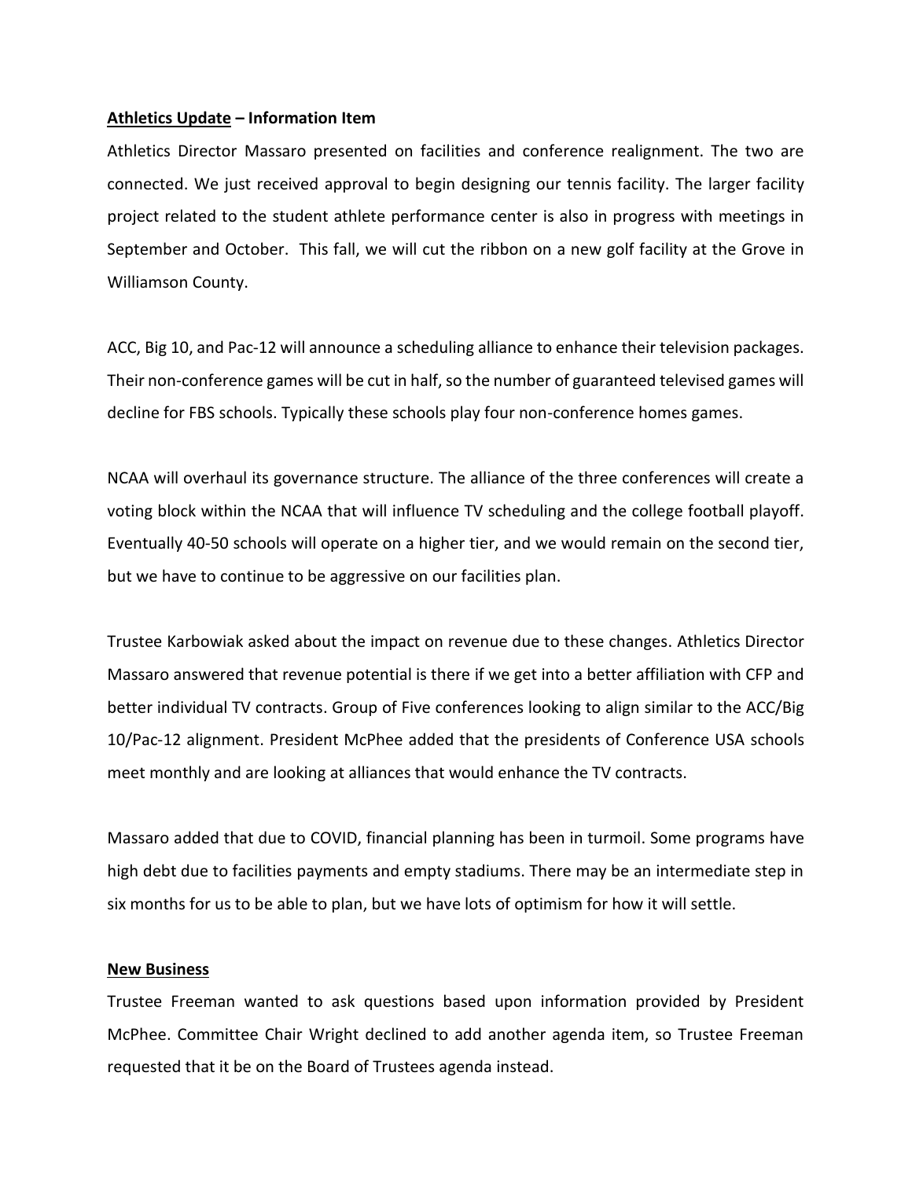**Athletics Update – Information Item**

Athletics Director Massaro presented on facilities and conference realignment. The two are connected. We just received approval to begin designing our tennis facility. The larger facility project related to the student athlete performance center is also in progress with meetings in September and October. This fall, we will cut the ribbon on a new golf facility at the Grove in Williamson County.

ACC, Big 10, and Pac-12 will announce a scheduling alliance to enhance their television packages. Their non-conference games will be cut in half, so the number of guaranteed televised games will decline for FBS schools. Typically these schools play four non-conference homes games.

NCAA will overhaul its governance structure. The alliance of the three conferences will create a voting block within the NCAA that will influence TV scheduling and the college football playoff. Eventually 40-50 schools will operate on a higher tier, and we would remain on the second tier, but we have to continue to be aggressive on our facilities plan.

Trustee Karbowiak asked about the impact on revenue due to these changes. Athletics Director Massaro answered that revenue potential is there if we get into a better affiliation with CFP and better individual TV contracts. Group of Five conferences looking to align similar to the ACC/Big 10/Pac-12 alignment. President McPhee added that the presidents of Conference USA schools meet monthly and are looking at alliances that would enhance the TV contracts.

Massaro added that due to COVID, financial planning has been in turmoil. Some programs have high debt due to facilities payments and empty stadiums. There may be an intermediate step in six months for us to be able to plan, but we have lots of optimism for how it will settle.

**New Business**

Trustee Freeman wanted to ask questions based upon information provided by President McPhee. Committee Chair Wright declined to add another agenda item, so Trustee Freeman requested that it be on the Board of Trustees agenda instead.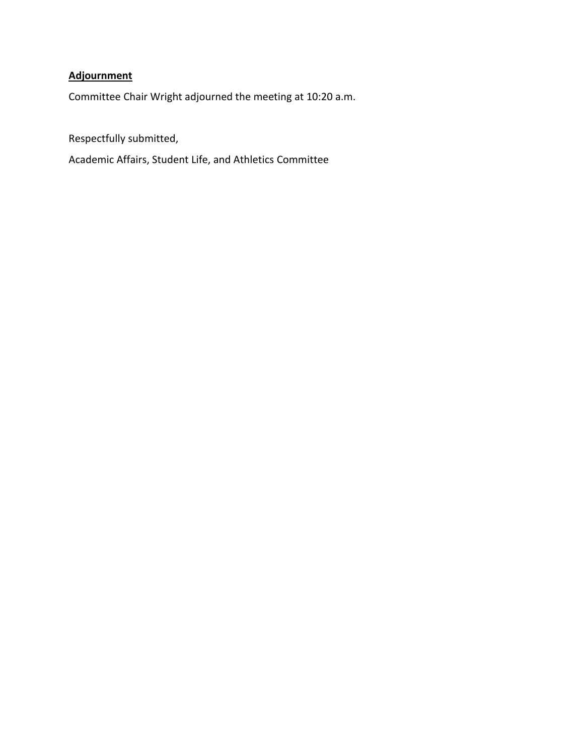**Adjournment**

Committee Chair Wright adjourned the meeting at 10:20 a.m.

Respectfully submitted,

Academic Affairs, Student Life, and Athletics Committee